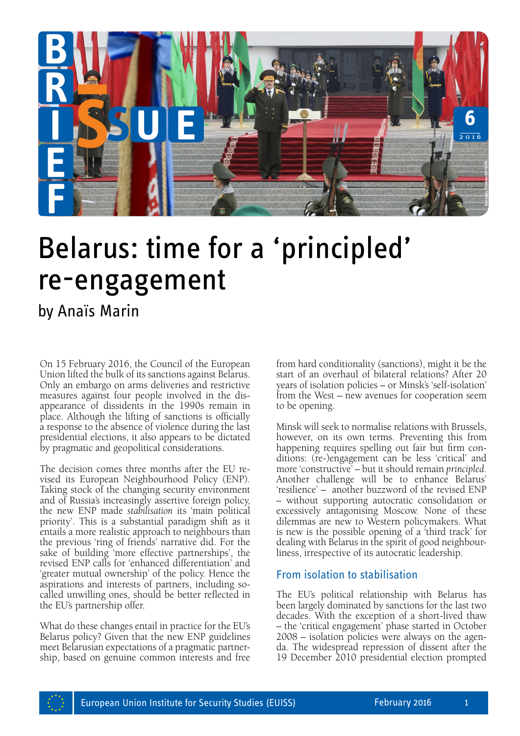# Belarus: time for a 'principled' re-engagement

by Anaïs Marin

On 15 February 2016, the Council of the European Union lifted the bulk of its sanctions against Belarus. Only an embargo on arms deliveries and restrictive measures against four people involved in the disappearance of dissidents in the 1990s remain in place. Although the lifting of sanctions is officially a response to the absence of violence during the last presidential elections, it also appears to be dictated by pragmatic and geopolitical considerations.

The decision comes three months after the EU revised its European Neighbourhood Policy (ENP). Taking stock of the changing security environment and of Russia's increasingly assertive foreign policy, the new ENP made *stabilisation* its 'main political priority'. This is a substantial paradigm shift as it entails a more realistic approach to neighbours than the previous 'ring of friends' narrative did. For the sake of building 'more effective partnerships', the revised ENP calls for 'enhanced differentiation' and 'greater mutual ownership' of the policy. Hence the aspirations and interests of partners, including so-called unwilling ones, should be better reflected in the EU's partnership offer.

What do these changes entail in practice for the EU's Belarus policy? Given that the new ENP guidelines meet Belarusian expectations of a pragmatic partnership, based on genuine common interests and free from hard conditionality (sanctions), might it be the start of an overhaul of bilateral relations? After 20 years of isolation policies – or Minsk's 'self-isolation' from the West – new avenues for cooperation seem to be opening.

Minsk will seek to normalise relations with Brussels, however, on its own terms. Preventing this from happening requires spelling out fair but firm conditions: (re-)engagement can be less 'critical' and more 'constructive' – but it should remain *principled*. Another challenge will be to enhance Belarus' 'resilience' – another buzzword of the revised ENP – without supporting autocratic consolidation or excessively antagonising Moscow. None of these dilemmas are new to Western policymakers. What is new is the possible opening of a 'third track' for dealing with Belarus in the spirit of good neighbourliness, irrespective of its autocratic leadership.

## From isolation to stabilisation

The EU's political relationship with Belarus has been largely dominated by sanctions for the last two decades. With the exception of a short-lived thaw – the 'critical engagement' phase started in October 2008 – isolation policies were always on the agenda. The widespread repression of dissent after the 19 December 2010 presidential election prompted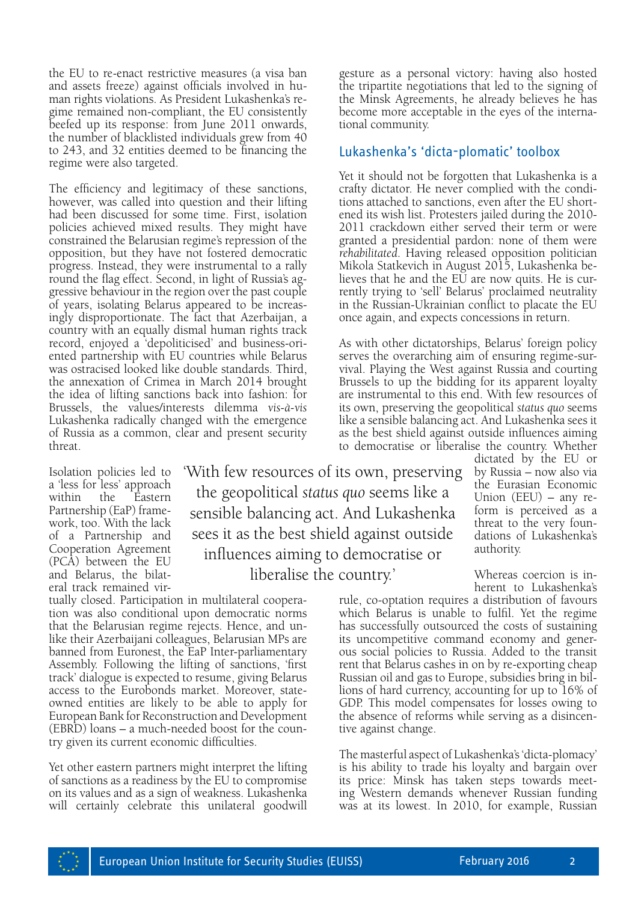the EU to re-enact restrictive measures (a visa ban and assets freeze) against officials involved in human rights violations. As President Lukashenka's regime remained non-compliant, the EU consistently beefed up its response: from June 2011 onwards, the number of blacklisted individuals grew from 40 to 243, and 32 entities deemed to be financing the regime were also targeted.

The efficiency and legitimacy of these sanctions, however, was called into question and their lifting had been discussed for some time. First, isolation policies achieved mixed results. They might have constrained the Belarusian regime's repression of the opposition, but they have not fostered democratic progress. Instead, they were instrumental to a rally round the flag effect. Second, in light of Russia's aggressive behaviour in the region over the past couple of years, isolating Belarus appeared to be increasingly disproportionate. The fact that Azerbaijan, a country with an equally dismal human rights track record, enjoyed a 'depoliticised' and business-oriented partnership with EU countries while Belarus was ostracised looked like double standards. Third, the annexation of Crimea in March 2014 brought the idea of lifting sanctions back into fashion: for Brussels, the values/interests dilemma *vis-à-vis* Lukashenka radically changed with the emergence of Russia as a common, clear and present security threat.

Isolation policies led to a 'less for less' approach within the Eastern Partnership (EaP) framework, too. With the lack of a Partnership and Cooperation Agreement (PCA) between the EU and Belarus, the bilateral track remained virtually closed. Participation in multilateral cooperation was also conditional upon democratic norms that the Belarusian regime rejects. Hence, and unlike their Azerbaijani colleagues, Belarusian MPs are banned from Euronest, the EaP Inter-parliamentary Assembly. Following the lifting of sanctions, 'first track' dialogue is expected to resume, giving Belarus access to the Eurobonds market. Moreover, state-owned entities are likely to be able to apply for European Bank for Reconstruction and Development (EBRD) loans – a much-needed boost for the country given its current economic difficulties.

Yet other eastern partners might interpret the lifting of sanctions as a readiness by the EU to compromise on its values and as a sign of weakness. Lukashenka will certainly celebrate this unilateral goodwill gesture as a personal victory: having also hosted the tripartite negotiations that led to the signing of the Minsk Agreements, he already believes he has become more acceptable in the eyes of the international community.

## Lukashenka's 'dicta-plomatic' toolbox

Yet it should not be forgotten that Lukashenka is a crafty dictator. He never complied with the conditions attached to sanctions, even after the EU shortened its wish list. Protesters jailed during the 2010-2011 crackdown either served their term or were granted a presidential pardon: none of them were *rehabilitated*. Having released opposition politician Mikola Statkevich in August 2015, Lukashenka believes that he and the EU are now quits. He is currently trying to 'sell' Belarus' proclaimed neutrality in the Russian-Ukrainian conflict to placate the EU once again, and expects concessions in return.

As with other dictatorships, Belarus' foreign policy serves the overarching aim of ensuring regime-survival. Playing the West against Russia and courting Brussels to up the bidding for its apparent loyalty are instrumental to this end. With few resources of its own, preserving the geopolitical *status quo* seems like a sensible balancing act. And Lukashenka sees it as the best shield against outside influences aiming to democratise or liberalise the country. Whether dictated by the EU or by Russia – now also via the Eurasian Economic Union (EEU) – any reform is perceived as a threat to the very foundations of Lukashenka's authority.

> 'With few resources of its own, preserving the geopolitical *status quo* seems like a sensible balancing act. And Lukashenka sees it as the best shield against outside influences aiming to democratise or liberalise the country.'

Whereas coercion is inherent to Lukashenka's rule, co-optation requires a distribution of favours which Belarus is unable to fulfil. Yet the regime has successfully outsourced the costs of sustaining its uncompetitive command economy and generous social policies to Russia. Added to the transit rent that Belarus cashes in on by re-exporting cheap Russian oil and gas to Europe, subsidies bring in billions of hard currency, accounting for up to 16% of GDP. This model compensates for losses owing to the absence of reforms while serving as a disincentive against change.

The masterful aspect of Lukashenka's 'dicta-plomacy' is his ability to trade his loyalty and bargain over its price: Minsk has taken steps towards meeting Western demands whenever Russian funding was at its lowest. In 2010, for example, Russian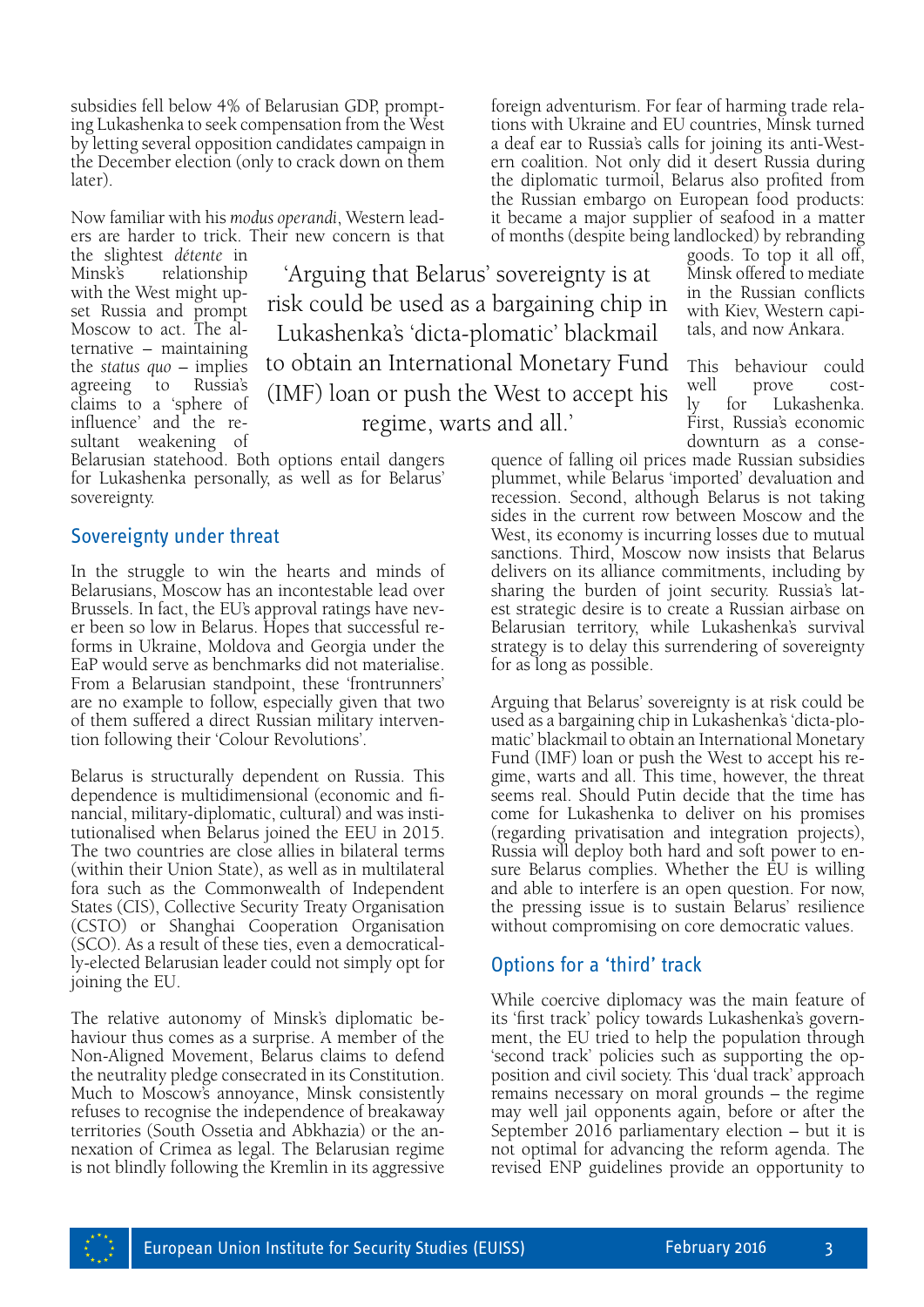subsidies fell below 4% of Belarusian GDP, prompting Lukashenka to seek compensation from the West by letting several opposition candidates campaign in the December election (only to crack down on them later).

Now familiar with his *modus operandi*, Western leaders are harder to trick. Their new concern is that the slightest *détente* in Minsk's relationship with the West might upset Russia and prompt Moscow to act. The alternative – maintaining the *status quo* – implies agreeing to Russia's claims to a 'sphere of influence' and the resultant weakening of Belarusian statehood. Both options entail dangers for Lukashenka personally, as well as for Belarus' sovereignty.

> 'Arguing that Belarus' sovereignty is at risk could be used as a bargaining chip in Lukashenka's 'dicta-plomatic' blackmail to obtain an International Monetary Fund (IMF) loan or push the West to accept his regime, warts and all.'

## Sovereignty under threat

In the struggle to win the hearts and minds of Belarusians, Moscow has an incontestable lead over Brussels. In fact, the EU's approval ratings have never been so low in Belarus. Hopes that successful reforms in Ukraine, Moldova and Georgia under the EaP would serve as benchmarks did not materialise. From a Belarusian standpoint, these 'frontrunners' are no example to follow, especially given that two of them suffered a direct Russian military intervention following their 'Colour Revolutions'.

Belarus is structurally dependent on Russia. This dependence is multidimensional (economic and financial, military-diplomatic, cultural) and was institutionalised when Belarus joined the EEU in 2015. The two countries are close allies in bilateral terms (within their Union State), as well as in multilateral fora such as the Commonwealth of Independent States (CIS), Collective Security Treaty Organisation (CSTO) or Shanghai Cooperation Organisation (SCO). As a result of these ties, even a democratically-elected Belarusian leader could not simply opt for joining the EU.

The relative autonomy of Minsk's diplomatic behaviour thus comes as a surprise. A member of the Non-Aligned Movement, Belarus claims to defend the neutrality pledge consecrated in its Constitution. Much to Moscow's annoyance, Minsk consistently refuses to recognise the independence of breakaway territories (South Ossetia and Abkhazia) or the annexation of Crimea as legal. The Belarusian regime is not blindly following the Kremlin in its aggressive foreign adventurism. For fear of harming trade relations with Ukraine and EU countries, Minsk turned a deaf ear to Russia's calls for joining its anti-Western coalition. Not only did it desert Russia during the diplomatic turmoil, Belarus also profited from the Russian embargo on European food products: it became a major supplier of seafood in a matter of months (despite being landlocked) by rebranding goods. To top it all off, Minsk offered to mediate in the Russian conflicts with Kiev, Western capitals, and now Ankara.

This behaviour could well prove costly for Lukashenka. First, Russia's economic downturn as a consequence of falling oil prices made Russian subsidies plummet, while Belarus 'imported' devaluation and recession. Second, although Belarus is not taking sides in the current row between Moscow and the West, its economy is incurring losses due to mutual sanctions. Third, Moscow now insists that Belarus delivers on its alliance commitments, including by sharing the burden of joint security. Russia's latest strategic desire is to create a Russian airbase on Belarusian territory, while Lukashenka's survival strategy is to delay this surrendering of sovereignty for as long as possible.

Arguing that Belarus' sovereignty is at risk could be used as a bargaining chip in Lukashenka's 'dicta-plomatic' blackmail to obtain an International Monetary Fund (IMF) loan or push the West to accept his regime, warts and all. This time, however, the threat seems real. Should Putin decide that the time has come for Lukashenka to deliver on his promises (regarding privatisation and integration projects), Russia will deploy both hard and soft power to ensure Belarus complies. Whether the EU is willing and able to interfere is an open question. For now, the pressing issue is to sustain Belarus' resilience without compromising on core democratic values.

## Options for a 'third' track

While coercive diplomacy was the main feature of its 'first track' policy towards Lukashenka's government, the EU tried to help the population through 'second track' policies such as supporting the opposition and civil society. This 'dual track' approach remains necessary on moral grounds – the regime may well jail opponents again, before or after the September 2016 parliamentary election – but it is not optimal for advancing the reform agenda. The revised ENP guidelines provide an opportunity to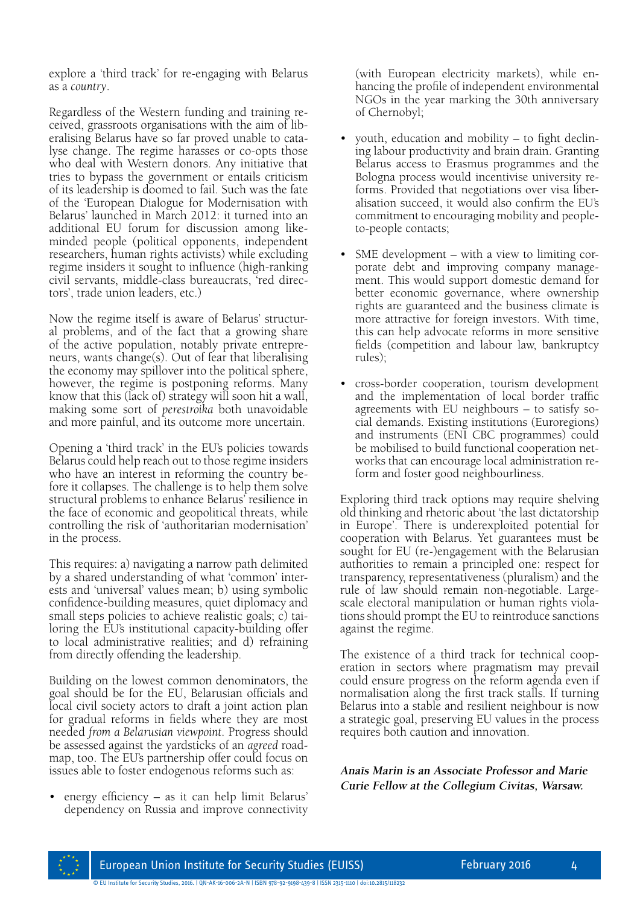explore a 'third track' for re-engaging with Belarus as a *country*.

Regardless of the Western funding and training received, grassroots organisations with the aim of liberalising Belarus have so far proved unable to catalyse change. The regime harasses or co-opts those who deal with Western donors. Any initiative that tries to bypass the government or entails criticism of its leadership is doomed to fail. Such was the fate of the 'European Dialogue for Modernisation with Belarus' launched in March 2012: it turned into an additional EU forum for discussion among like-minded people (political opponents, independent researchers, human rights activists) while excluding regime insiders it sought to influence (high-ranking civil servants, middle-class bureaucrats, 'red directors', trade union leaders, etc.)

Now the regime itself is aware of Belarus' structural problems, and of the fact that a growing share of the active population, notably private entrepreneurs, wants change(s). Out of fear that liberalising the economy may spillover into the political sphere, however, the regime is postponing reforms. Many know that this (lack of) strategy will soon hit a wall, making some sort of *perestroika* both unavoidable and more painful, and its outcome more uncertain.

Opening a 'third track' in the EU's policies towards Belarus could help reach out to those regime insiders who have an interest in reforming the country before it collapses. The challenge is to help them solve structural problems to enhance Belarus' resilience in the face of economic and geopolitical threats, while controlling the risk of 'authoritarian modernisation' in the process.

This requires: a) navigating a narrow path delimited by a shared understanding of what 'common' interests and 'universal' values mean; b) using symbolic confidence-building measures, quiet diplomacy and small steps policies to achieve realistic goals; c) tailoring the EU's institutional capacity-building offer to local administrative realities; and d) refraining from directly offending the leadership.

Building on the lowest common denominators, the goal should be for the EU, Belarusian officials and local civil society actors to draft a joint action plan for gradual reforms in fields where they are most needed *from a Belarusian viewpoint*. Progress should be assessed against the yardsticks of an *agreed* roadmap, too. The EU's partnership offer could focus on issues able to foster endogenous reforms such as:

- energy efficiency – as it can help limit Belarus' dependency on Russia and improve connectivity (with European electricity markets), while enhancing the profile of independent environmental NGOs in the year marking the 30th anniversary of Chernobyl;
- youth, education and mobility – to fight declining labour productivity and brain drain. Granting Belarus access to Erasmus programmes and the Bologna process would incentivise university reforms. Provided that negotiations over visa liberalisation succeed, it would also confirm the EU's commitment to encouraging mobility and people-to-people contacts;
- SME development – with a view to limiting corporate debt and improving company management. This would support domestic demand for better economic governance, where ownership rights are guaranteed and the business climate is more attractive for foreign investors. With time, this can help advocate reforms in more sensitive fields (competition and labour law, bankruptcy rules);
- cross-border cooperation, tourism development and the implementation of local border traffic agreements with EU neighbours – to satisfy social demands. Existing institutions (Euroregions) and instruments (ENI CBC programmes) could be mobilised to build functional cooperation networks that can encourage local administration reform and foster good neighbourliness.

Exploring third track options may require shelving old thinking and rhetoric about 'the last dictatorship in Europe'. There is underexploited potential for cooperation with Belarus. Yet guarantees must be sought for EU (re-)engagement with the Belarusian authorities to remain a principled one: respect for transparency, representativeness (pluralism) and the rule of law should remain non-negotiable. Large-scale electoral manipulation or human rights violations should prompt the EU to reintroduce sanctions against the regime.

The existence of a third track for technical cooperation in sectors where pragmatism may prevail could ensure progress on the reform agenda even if normalisation along the first track stalls. If turning Belarus into a stable and resilient neighbour is now a strategic goal, preserving EU values in the process requires both caution and innovation.

***Anaïs Marin is an Associate Professor and Marie Curie Fellow at the Collegium Civitas, Warsaw.***

© EU Institute for Security Studies, 2016. | QN-AK-16-006-2A-N | ISBN 978-92-9198-439-8 | ISSN 2315-1110 | doi:10.2815/118232